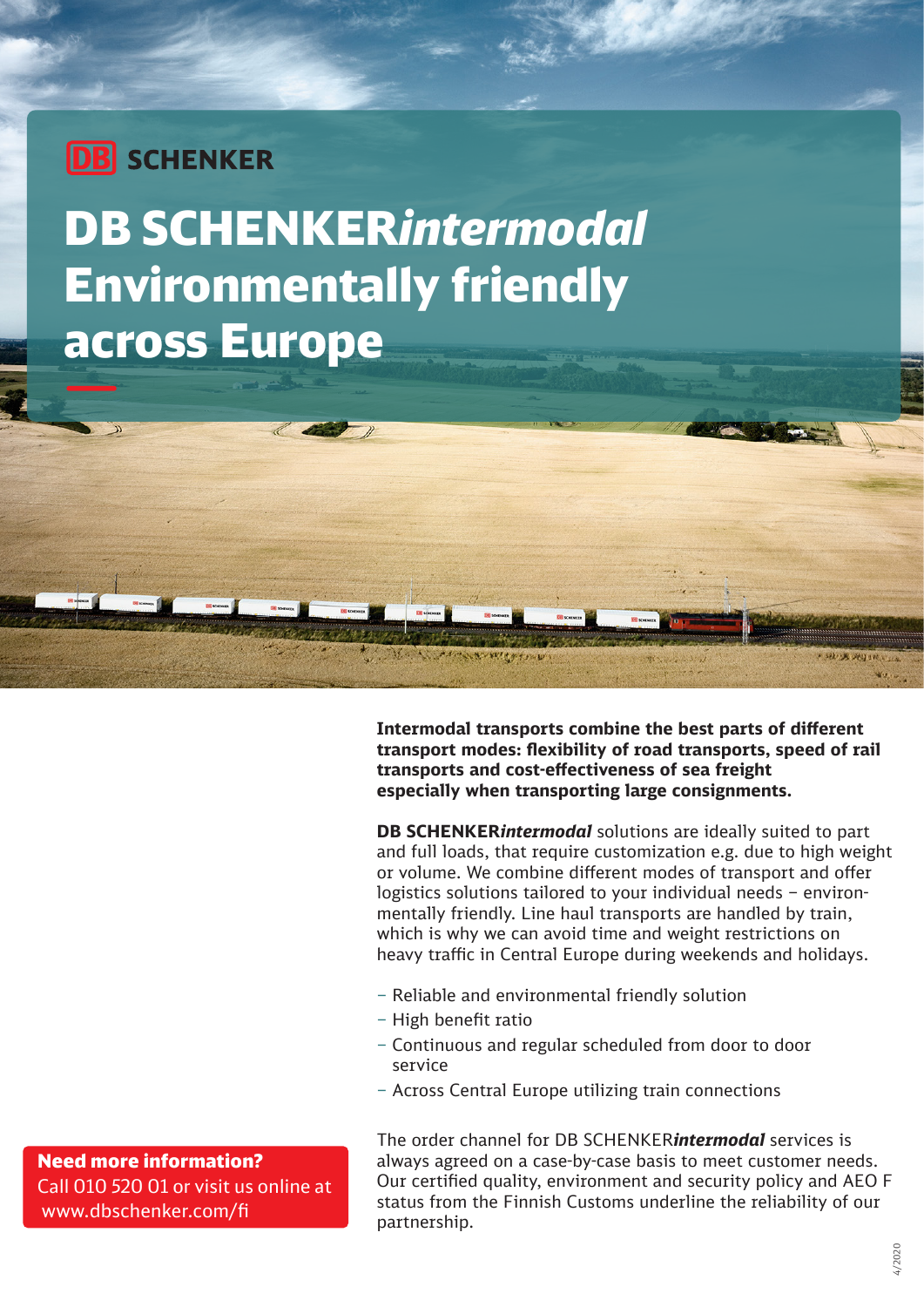DB SCHENKER

# DB SCHENKER*intermodal* Environmentally friendly across Europe

**Intermodal transports combine the best parts of different transport modes: flexibility of road transports, speed of rail transports and cost-effectiveness of sea freight especially when transporting large consignments.**

**DB SCHENKER*intermodal*** solutions are ideally suited to part and full loads, that require customization e.g. due to high weight or volume. We combine different modes of transport and offer logistics solutions tailored to your individual needs – environmentally friendly. Line haul transports are handled by train, which is why we can avoid time and weight restrictions on heavy traffic in Central Europe during weekends and holidays.

- Reliable and environmental friendly solution
- High benefit ratio
- Continuous and regular scheduled from door to door service
- Across Central Europe utilizing train connections

The order channel for DB SCHENKER***intermodal*** services is always agreed on a case-by-case basis to meet customer needs. Our certified quality, environment and security policy and AEO F status from the Finnish Customs underline the reliability of our partnership.

**Need more information?**
Call 010 520 01 or visit us online at www.dbschenker.com/fi

4/2020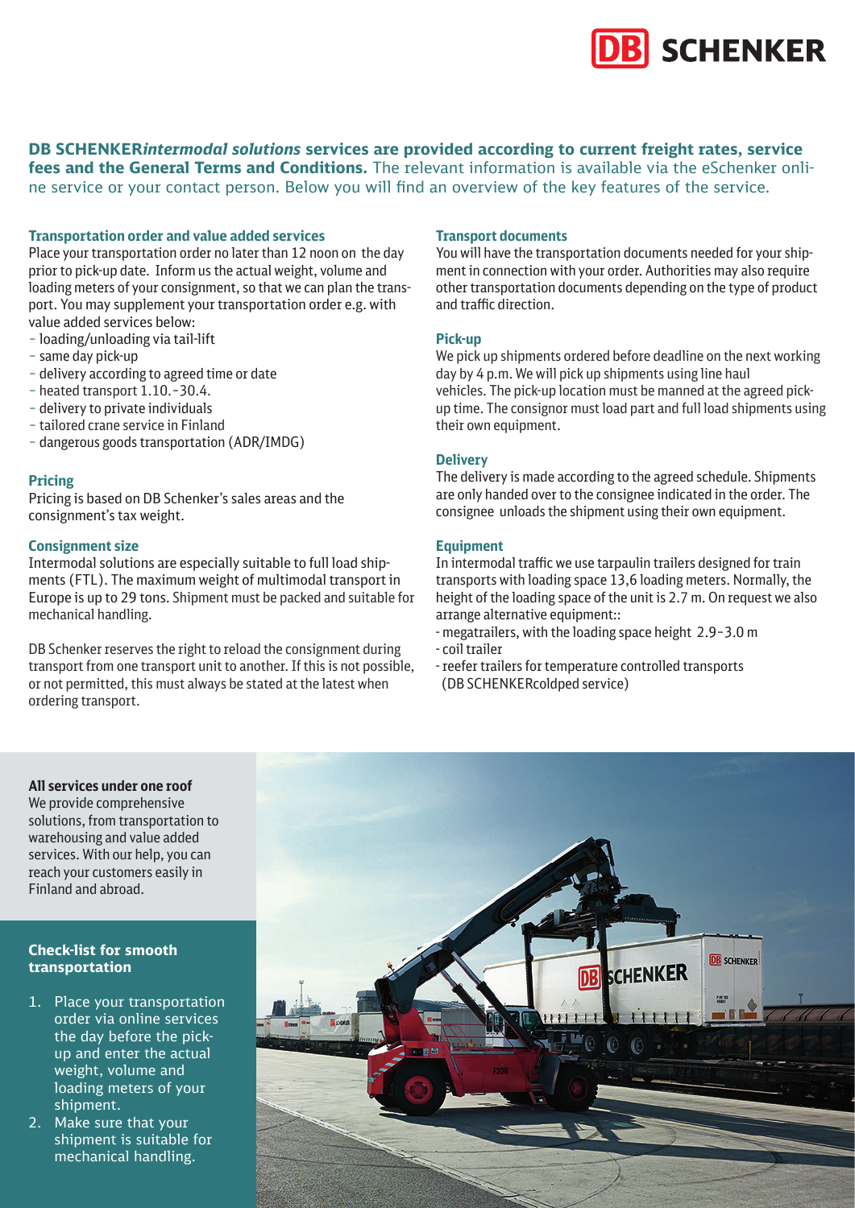**DB SCHENKER*intermodal solutions* services are provided according to current freight rates, service fees and the General Terms and Conditions.** The relevant information is available via the eSchenker online service or your contact person. Below you will find an overview of the key features of the service.

### Transportation order and value added services

Place your transportation order no later than 12 noon on the day prior to pick-up date. Inform us the actual weight, volume and loading meters of your consignment, so that we can plan the transport. You may supplement your transportation order e.g. with value added services below:

- loading/unloading via tail-lift
- same day pick-up
- delivery according to agreed time or date
- heated transport 1.10.-30.4.
- delivery to private individuals
- tailored crane service in Finland
- dangerous goods transportation (ADR/IMDG)

### Pricing

Pricing is based on DB Schenker's sales areas and the consignment's tax weight.

### Consignment size

Intermodal solutions are especially suitable to full load shipments (FTL). The maximum weight of multimodal transport in Europe is up to 29 tons. Shipment must be packed and suitable for mechanical handling.

DB Schenker reserves the right to reload the consignment during transport from one transport unit to another. If this is not possible, or not permitted, this must always be stated at the latest when ordering transport.

### Transport documents

You will have the transportation documents needed for your shipment in connection with your order. Authorities may also require other transportation documents depending on the type of product and traffic direction.

### Pick-up

We pick up shipments ordered before deadline on the next working day by 4 p.m. We will pick up shipments using line haul vehicles. The pick-up location must be manned at the agreed pick-up time. The consignor must load part and full load shipments using their own equipment.

### Delivery

The delivery is made according to the agreed schedule. Shipments are only handed over to the consignee indicated in the order. The consignee unloads the shipment using their own equipment.

### Equipment

In intermodal traffic we use tarpaulin trailers designed for train transports with loading space 13,6 loading meters. Normally, the height of the loading space of the unit is 2.7 m. On request we also arrange alternative equipment::

- megatrailers, with the loading space height 2.9-3.0 m
- coil trailer
- reefer trailers for temperature controlled transports (DB SCHENKERcoldped service)

### All services under one roof

We provide comprehensive solutions, from transportation to warehousing and value added services. With our help, you can reach your customers easily in Finland and abroad.

### Check-list for smooth transportation

1. Place your transportation order via online services the day before the pick-up and enter the actual weight, volume and loading meters of your shipment.
2. Make sure that your shipment is suitable for mechanical handling.